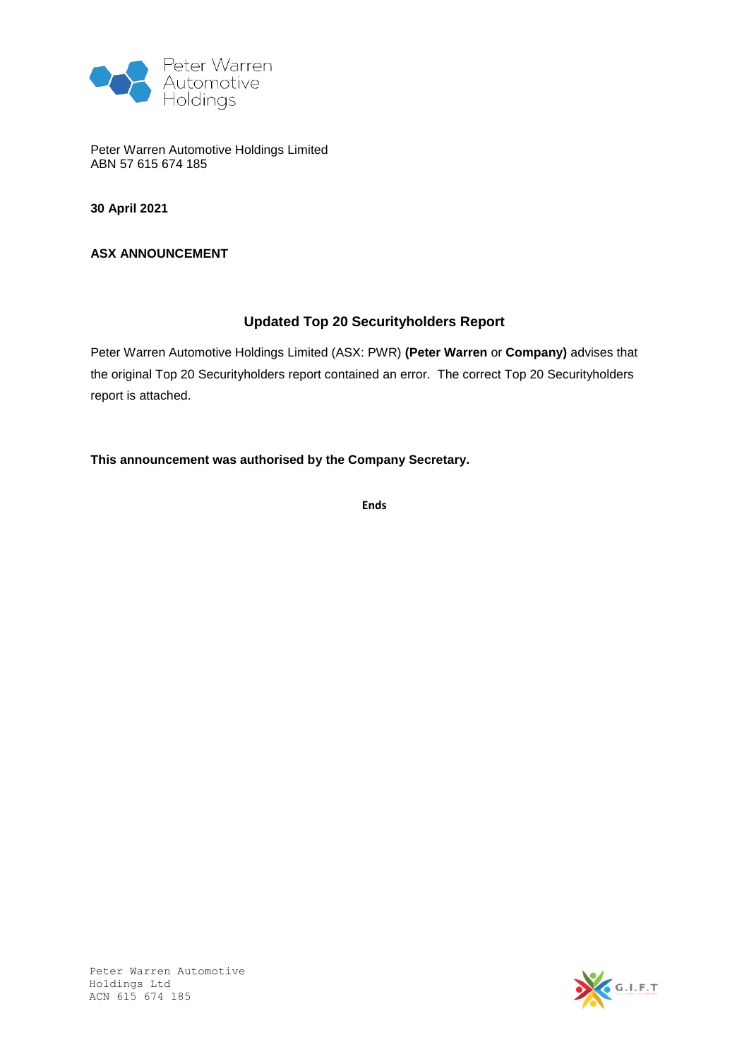Peter Warren Automotive Holdings Limited
ABN 57 615 674 185

**30 April 2021**

**ASX ANNOUNCEMENT**

## Updated Top 20 Securityholders Report

Peter Warren Automotive Holdings Limited (ASX: PWR) **(Peter Warren** or **Company)** advises that the original Top 20 Securityholders report contained an error. The correct Top 20 Securityholders report is attached.

**This announcement was authorised by the Company Secretary.**

**Ends**

Peter Warren Automotive Holdings Ltd
ACN 615 674 185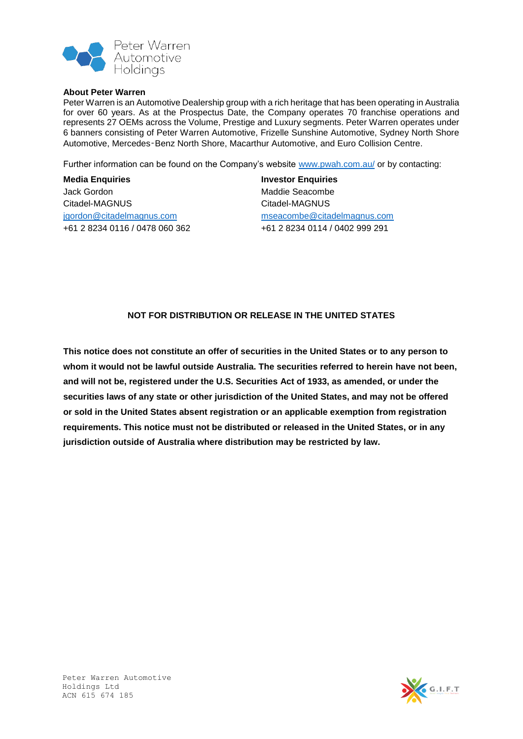**About Peter Warren**

Peter Warren is an Automotive Dealership group with a rich heritage that has been operating in Australia for over 60 years. As at the Prospectus Date, the Company operates 70 franchise operations and represents 27 OEMs across the Volume, Prestige and Luxury segments. Peter Warren operates under 6 banners consisting of Peter Warren Automotive, Frizelle Sunshine Automotive, Sydney North Shore Automotive, Mercedes‑Benz North Shore, Macarthur Automotive, and Euro Collision Centre.

Further information can be found on the Company's website www.pwah.com.au/ or by contacting:

**Media Enquiries**
Jack Gordon
Citadel-MAGNUS
jgordon@citadelmagnus.com
+61 2 8234 0116 / 0478 060 362

**Investor Enquiries**
Maddie Seacombe
Citadel-MAGNUS
mseacombe@citadelmagnus.com
+61 2 8234 0114 / 0402 999 291

**NOT FOR DISTRIBUTION OR RELEASE IN THE UNITED STATES**

**This notice does not constitute an offer of securities in the United States or to any person to whom it would not be lawful outside Australia. The securities referred to herein have not been, and will not be, registered under the U.S. Securities Act of 1933, as amended, or under the securities laws of any state or other jurisdiction of the United States, and may not be offered or sold in the United States absent registration or an applicable exemption from registration requirements. This notice must not be distributed or released in the United States, or in any jurisdiction outside of Australia where distribution may be restricted by law.**

Peter Warren Automotive Holdings Ltd
ACN 615 674 185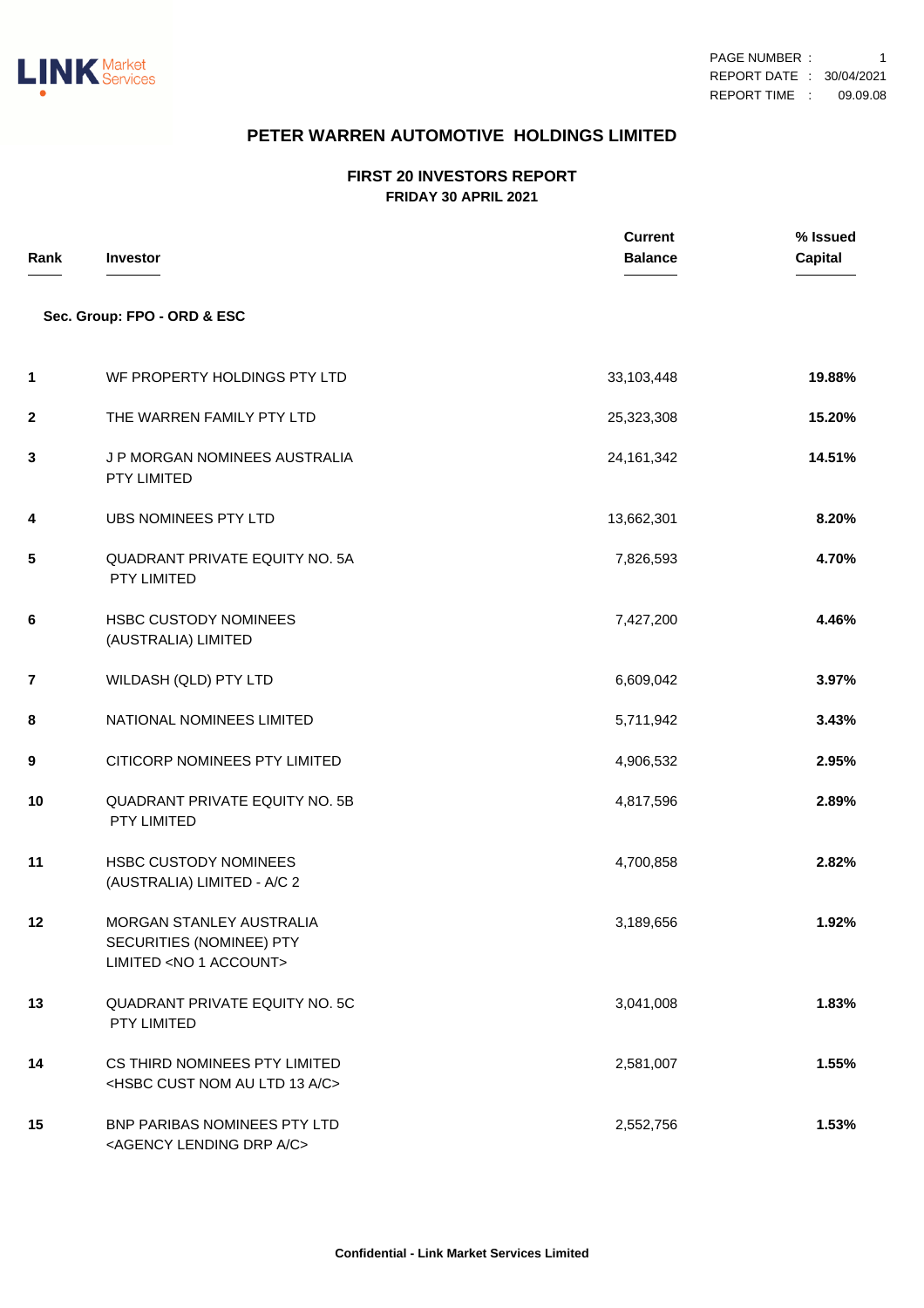## PETER WARREN AUTOMOTIVE HOLDINGS LIMITED

### FIRST 20 INVESTORS REPORT
**FRIDAY 30 APRIL 2021**

**Sec. Group: FPO - ORD & ESC**

| Rank | Investor | Current Balance | % Issued Capital |
|---|---|---|---|
| 1 | WF PROPERTY HOLDINGS PTY LTD | 33,103,448 | 19.88% |
| 2 | THE WARREN FAMILY PTY LTD | 25,323,308 | 15.20% |
| 3 | J P MORGAN NOMINEES AUSTRALIA PTY LIMITED | 24,161,342 | 14.51% |
| 4 | UBS NOMINEES PTY LTD | 13,662,301 | 8.20% |
| 5 | QUADRANT PRIVATE EQUITY NO. 5A PTY LIMITED | 7,826,593 | 4.70% |
| 6 | HSBC CUSTODY NOMINEES (AUSTRALIA) LIMITED | 7,427,200 | 4.46% |
| 7 | WILDASH (QLD) PTY LTD | 6,609,042 | 3.97% |
| 8 | NATIONAL NOMINEES LIMITED | 5,711,942 | 3.43% |
| 9 | CITICORP NOMINEES PTY LIMITED | 4,906,532 | 2.95% |
| 10 | QUADRANT PRIVATE EQUITY NO. 5B PTY LIMITED | 4,817,596 | 2.89% |
| 11 | HSBC CUSTODY NOMINEES (AUSTRALIA) LIMITED - A/C 2 | 4,700,858 | 2.82% |
| 12 | MORGAN STANLEY AUSTRALIA SECURITIES (NOMINEE) PTY LIMITED <NO 1 ACCOUNT> | 3,189,656 | 1.92% |
| 13 | QUADRANT PRIVATE EQUITY NO. 5C PTY LIMITED | 3,041,008 | 1.83% |
| 14 | CS THIRD NOMINEES PTY LIMITED <HSBC CUST NOM AU LTD 13 A/C> | 2,581,007 | 1.55% |
| 15 | BNP PARIBAS NOMINEES PTY LTD <AGENCY LENDING DRP A/C> | 2,552,756 | 1.53% |

Confidential - Link Market Services Limited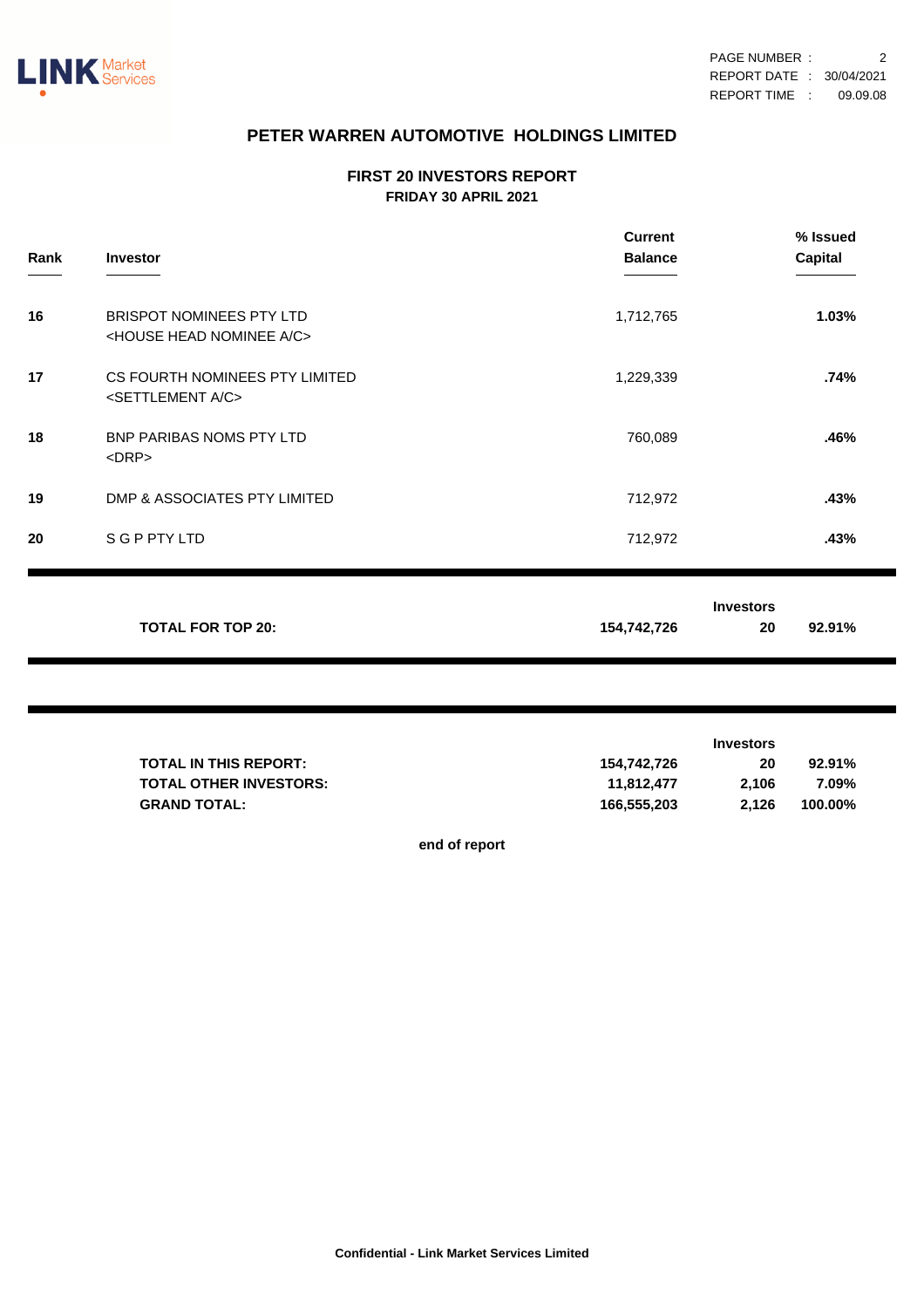# PETER WARREN AUTOMOTIVE HOLDINGS LIMITED

## FIRST 20 INVESTORS REPORT
**FRIDAY 30 APRIL 2021**

| Rank | Investor | Current Balance | % Issued Capital |
|---|---|---|---|
| **16** | BRISPOT NOMINEES PTY LTD <HOUSE HEAD NOMINEE A/C> | 1,712,765 | **1.03%** |
| **17** | CS FOURTH NOMINEES PTY LIMITED <SETTLEMENT A/C> | 1,229,339 | **.74%** |
| **18** | BNP PARIBAS NOMS PTY LTD <DRP> | 760,089 | **.46%** |
| **19** | DMP & ASSOCIATES PTY LIMITED | 712,972 | **.43%** |
| **20** | S G P PTY LTD | 712,972 | **.43%** |

| | Balance | Investors | % |
|---|---|---|---|
| **TOTAL FOR TOP 20:** | **154,742,726** | **20** | **92.91%** |

| | Balance | Investors | % |
|---|---|---|---|
| **TOTAL IN THIS REPORT:** | **154,742,726** | **20** | **92.91%** |
| **TOTAL OTHER INVESTORS:** | **11,812,477** | **2,106** | **7.09%** |
| **GRAND TOTAL:** | **166,555,203** | **2,126** | **100.00%** |

**end of report**

**Confidential - Link Market Services Limited**